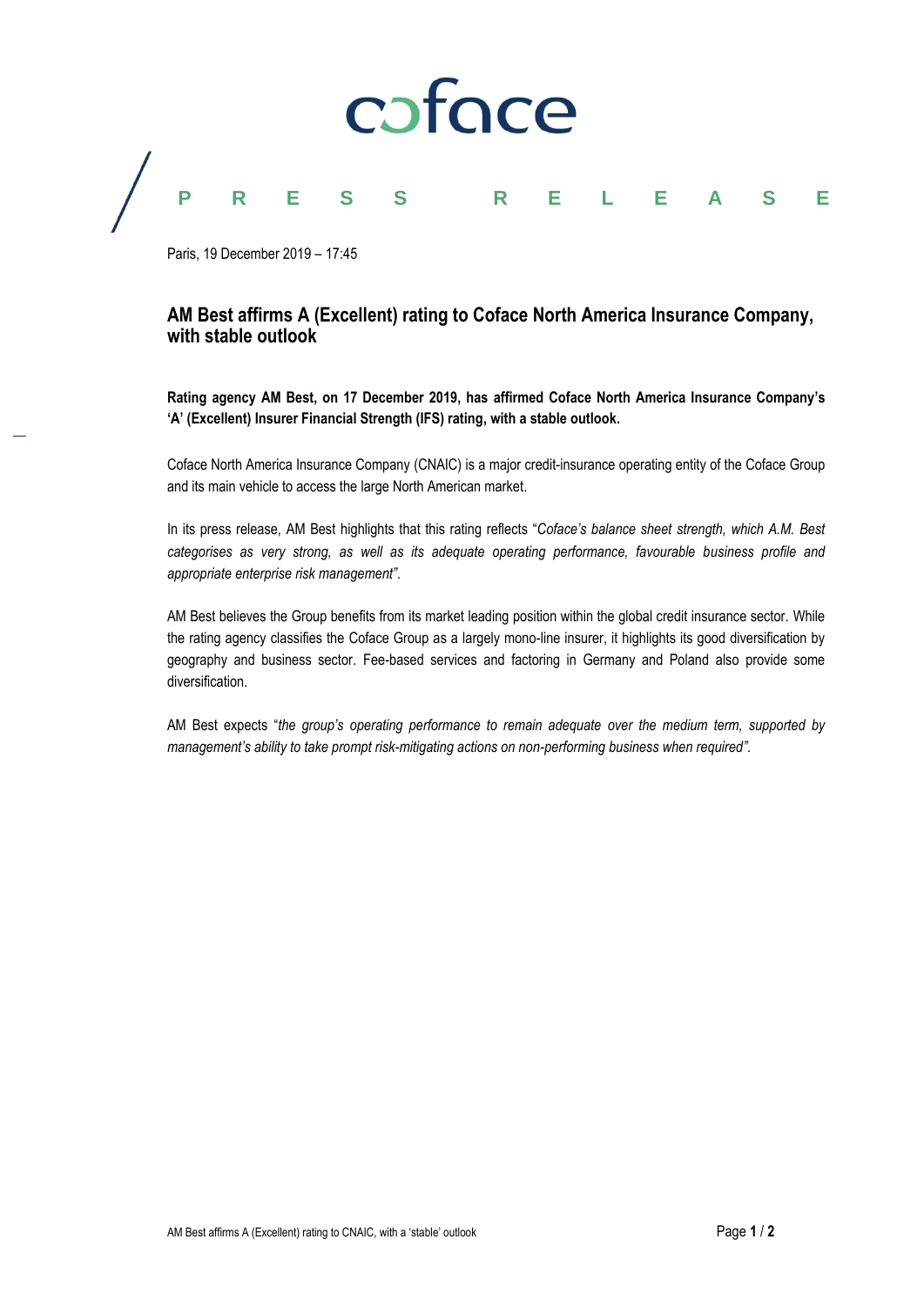coface

PRESS RELEASE

Paris, 19 December 2019 – 17:45

# AM Best affirms A (Excellent) rating to Coface North America Insurance Company, with stable outlook

**Rating agency AM Best, on 17 December 2019, has affirmed Coface North America Insurance Company's 'A' (Excellent) Insurer Financial Strength (IFS) rating, with a stable outlook.**

Coface North America Insurance Company (CNAIC) is a major credit-insurance operating entity of the Coface Group and its main vehicle to access the large North American market.

In its press release, AM Best highlights that this rating reflects "*Coface's balance sheet strength, which A.M. Best categorises as very strong, as well as its adequate operating performance, favourable business profile and appropriate enterprise risk management*".

AM Best believes the Group benefits from its market leading position within the global credit insurance sector. While the rating agency classifies the Coface Group as a largely mono-line insurer, it highlights its good diversification by geography and business sector. Fee-based services and factoring in Germany and Poland also provide some diversification.

AM Best expects "*the group's operating performance to remain adequate over the medium term, supported by management's ability to take prompt risk-mitigating actions on non-performing business when required*".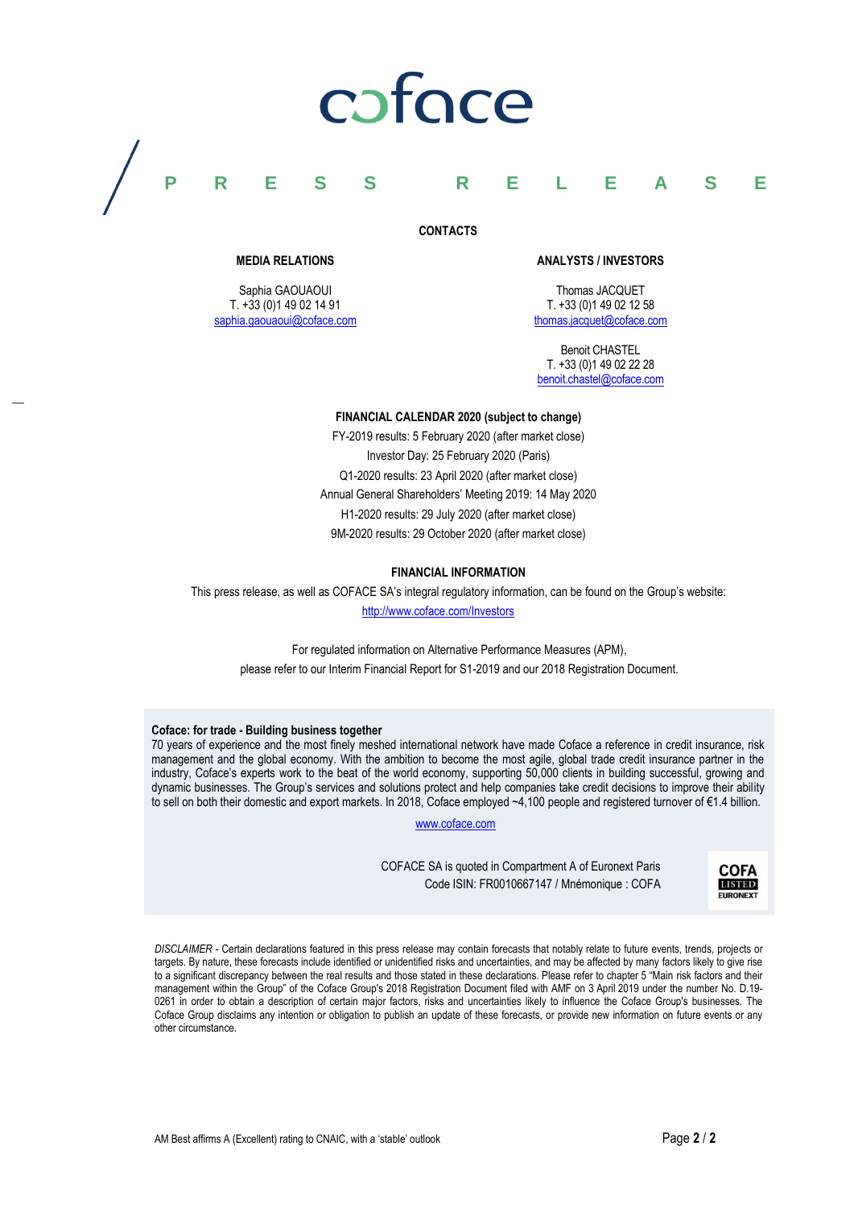coface

PRESS RELEASE

**CONTACTS**

**MEDIA RELATIONS**

Saphia GAOUAOUI
T. +33 (0)1 49 02 14 91
saphia.gaouaoui@coface.com

**ANALYSTS / INVESTORS**

Thomas JACQUET
T. +33 (0)1 49 02 12 58
thomas.jacquet@coface.com

Benoit CHASTEL
T. +33 (0)1 49 02 22 28
benoit.chastel@coface.com

**FINANCIAL CALENDAR 2020 (subject to change)**

FY-2019 results: 5 February 2020 (after market close)
Investor Day: 25 February 2020 (Paris)
Q1-2020 results: 23 April 2020 (after market close)
Annual General Shareholders' Meeting 2019: 14 May 2020
H1-2020 results: 29 July 2020 (after market close)
9M-2020 results: 29 October 2020 (after market close)

**FINANCIAL INFORMATION**

This press release, as well as COFACE SA's integral regulatory information, can be found on the Group's website: http://www.coface.com/Investors

For regulated information on Alternative Performance Measures (APM), please refer to our Interim Financial Report for S1-2019 and our 2018 Registration Document.

**Coface: for trade - Building business together**
70 years of experience and the most finely meshed international network have made Coface a reference in credit insurance, risk management and the global economy. With the ambition to become the most agile, global trade credit insurance partner in the industry, Coface's experts work to the beat of the world economy, supporting 50,000 clients in building successful, growing and dynamic businesses. The Group's services and solutions protect and help companies take credit decisions to improve their ability to sell on both their domestic and export markets. In 2018, Coface employed ~4,100 people and registered turnover of €1.4 billion.

www.coface.com

COFACE SA is quoted in Compartment A of Euronext Paris
Code ISIN: FR0010667147 / Mnémonique : COFA

COFA LISTED EURONEXT

*DISCLAIMER* - Certain declarations featured in this press release may contain forecasts that notably relate to future events, trends, projects or targets. By nature, these forecasts include identified or unidentified risks and uncertainties, and may be affected by many factors likely to give rise to a significant discrepancy between the real results and those stated in these declarations. Please refer to chapter 5 "Main risk factors and their management within the Group" of the Coface Group's 2018 Registration Document filed with AMF on 3 April 2019 under the number No. D.19-0261 in order to obtain a description of certain major factors, risks and uncertainties likely to influence the Coface Group's businesses. The Coface Group disclaims any intention or obligation to publish an update of these forecasts, or provide new information on future events or any other circumstance.